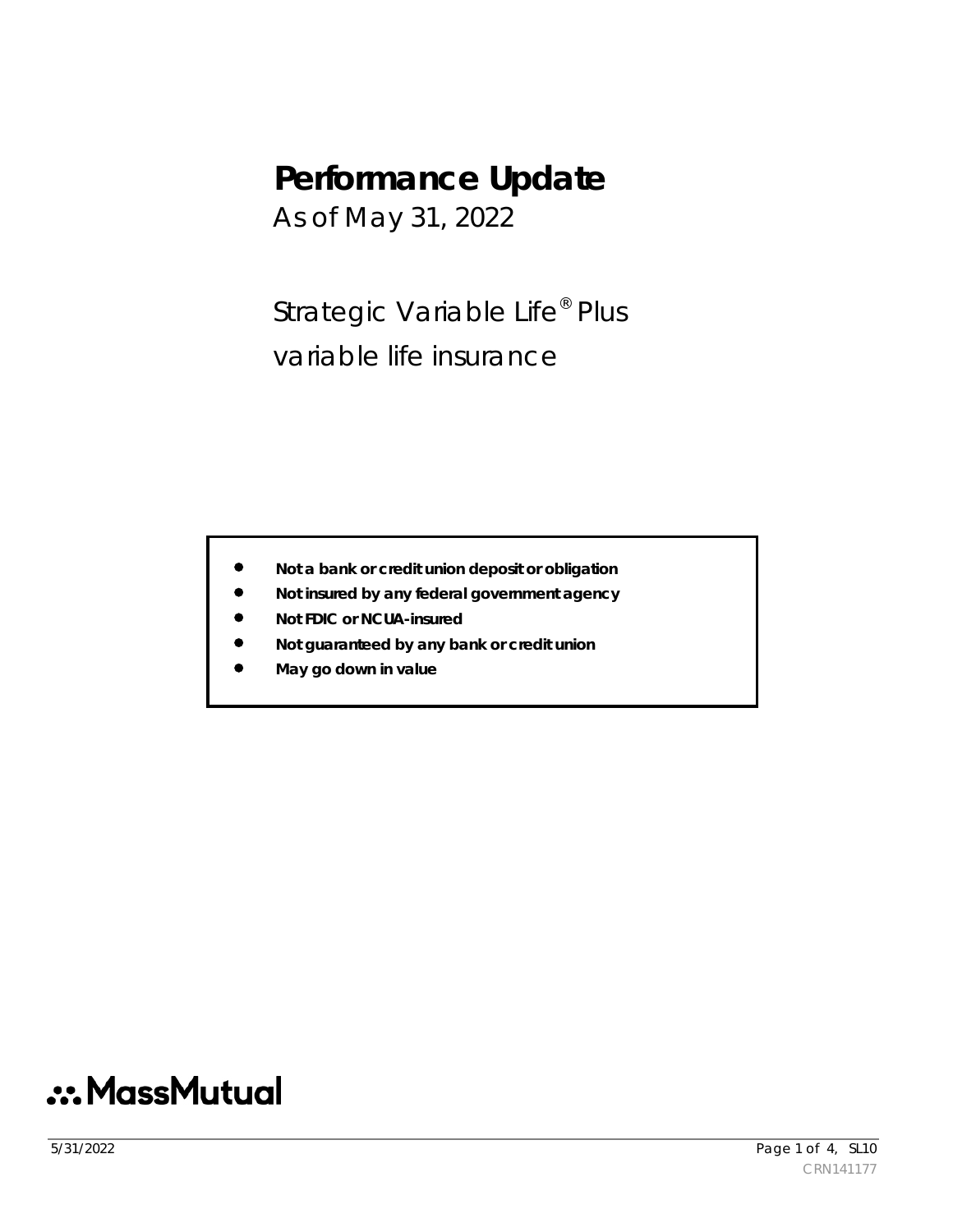# Performance Update

As of May 31, 2022

Strategic Variable Life® Plus

variable life insurance

- **Not a bank or credit union deposit or obligation**
- **Not insured by any federal government agency**
- **Not FDIC or NCUA-insured**
- **Not guaranteed by any bank or credit union**
- **May go down in value**

MassMutual

CRN141177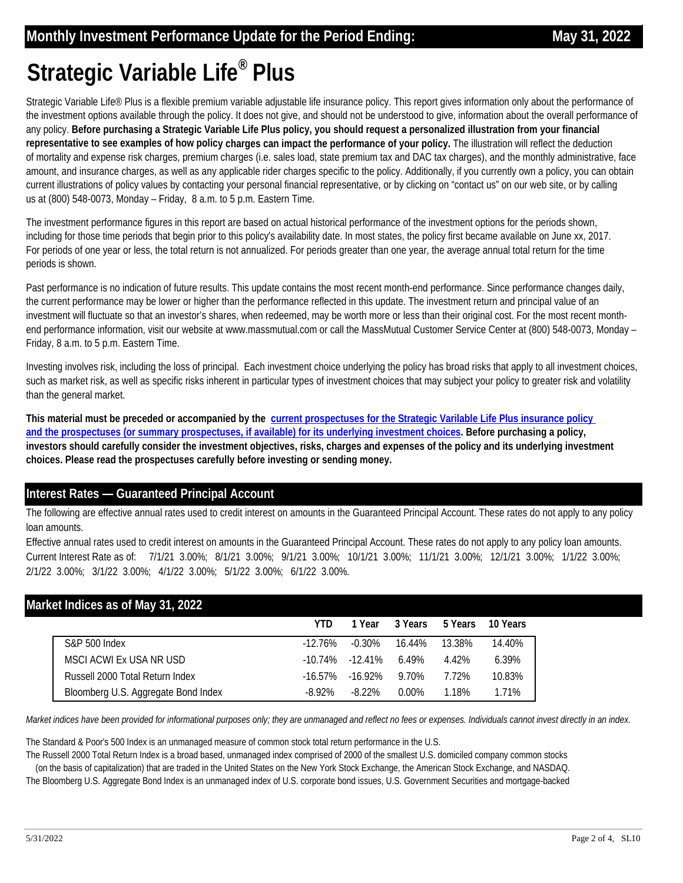## Monthly Investment Performance Update for the Period Ending: May 31, 2022

# Strategic Variable Life® Plus

Strategic Variable Life® Plus is a flexible premium variable adjustable life insurance policy. This report gives information only about the performance of the investment options available through the policy. It does not give, and should not be understood to give, information about the overall performance of any policy. **Before purchasing a Strategic Variable Life Plus policy, you should request a personalized illustration from your financial representative to see examples of how policy charges can impact the performance of your policy.** The illustration will reflect the deduction of mortality and expense risk charges, premium charges (i.e. sales load, state premium tax and DAC tax charges), and the monthly administrative, face amount, and insurance charges, as well as any applicable rider charges specific to the policy. Additionally, if you currently own a policy, you can obtain current illustrations of policy values by contacting your personal financial representative, or by clicking on "contact us" on our web site, or by calling us at (800) 548-0073, Monday – Friday, 8 a.m. to 5 p.m. Eastern Time.

The investment performance figures in this report are based on actual historical performance of the investment options for the periods shown, including for those time periods that begin prior to this policy's availability date. In most states, the policy first became available on June xx, 2017. For periods of one year or less, the total return is not annualized. For periods greater than one year, the average annual total return for the time periods is shown.

Past performance is no indication of future results. This update contains the most recent month-end performance. Since performance changes daily, the current performance may be lower or higher than the performance reflected in this update. The investment return and principal value of an investment will fluctuate so that an investor's shares, when redeemed, may be worth more or less than their original cost. For the most recent month-end performance information, visit our website at www.massmutual.com or call the MassMutual Customer Service Center at (800) 548-0073, Monday – Friday, 8 a.m. to 5 p.m. Eastern Time.

Investing involves risk, including the loss of principal. Each investment choice underlying the policy has broad risks that apply to all investment choices, such as market risk, as well as specific risks inherent in particular types of investment choices that may subject your policy to greater risk and volatility than the general market.

**This material must be preceded or accompanied by the current prospectuses for the Strategic Varilable Life Plus insurance policy and the prospectuses (or summary prospectuses, if available) for its underlying investment choices. Before purchasing a policy, investors should carefully consider the investment objectives, risks, charges and expenses of the policy and its underlying investment choices. Please read the prospectuses carefully before investing or sending money.**

## Interest Rates — Guaranteed Principal Account

The following are effective annual rates used to credit interest on amounts in the Guaranteed Principal Account. These rates do not apply to any policy loan amounts.

Effective annual rates used to credit interest on amounts in the Guaranteed Principal Account. These rates do not apply to any policy loan amounts.
Current Interest Rate as of: 7/1/21 3.00%; 8/1/21 3.00%; 9/1/21 3.00%; 10/1/21 3.00%; 11/1/21 3.00%; 12/1/21 3.00%; 1/1/22 3.00%; 2/1/22 3.00%; 3/1/22 3.00%; 4/1/22 3.00%; 5/1/22 3.00%; 6/1/22 3.00%.

## Market Indices as of May 31, 2022

| | YTD | 1 Year | 3 Years | 5 Years | 10 Years |
|---|---|---|---|---|---|
| S&P 500 Index | -12.76% | -0.30% | 16.44% | 13.38% | 14.40% |
| MSCI ACWI Ex USA NR USD | -10.74% | -12.41% | 6.49% | 4.42% | 6.39% |
| Russell 2000 Total Return Index | -16.57% | -16.92% | 9.70% | 7.72% | 10.83% |
| Bloomberg U.S. Aggregate Bond Index | -8.92% | -8.22% | 0.00% | 1.18% | 1.71% |

*Market indices have been provided for informational purposes only; they are unmanaged and reflect no fees or expenses. Individuals cannot invest directly in an index.*

The Standard & Poor's 500 Index is an unmanaged measure of common stock total return performance in the U.S.
The Russell 2000 Total Return Index is a broad based, unmanaged index comprised of 2000 of the smallest U.S. domiciled company common stocks (on the basis of capitalization) that are traded in the United States on the New York Stock Exchange, the American Stock Exchange, and NASDAQ.
The Bloomberg U.S. Aggregate Bond Index is an unmanaged index of U.S. corporate bond issues, U.S. Government Securities and mortgage-backed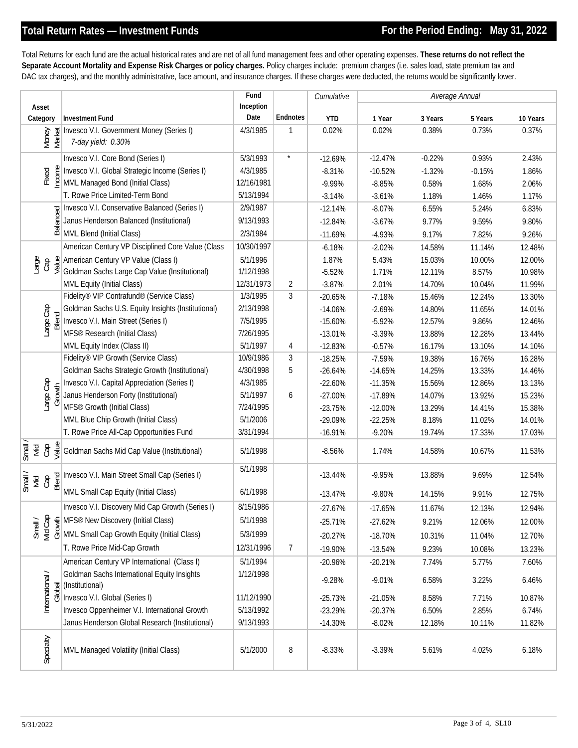## Total Return Rates — Investment Funds

## For the Period Ending: May 31, 2022

Total Returns for each fund are the actual historical rates and are net of all fund management fees and other operating expenses. **These returns do not reflect the Separate Account Mortality and Expense Risk Charges or policy charges.** Policy charges include: premium charges (i.e. sales load, state premium tax and DAC tax charges), and the monthly administrative, face amount, and insurance charges. If these charges were deducted, the returns would be significantly lower.

| Asset Category | Investment Fund | Fund Inception Date | Endnotes | Cumulative | Average Annual | | | |
|---|---|---|---|---|---|---|---|---|
| | | | | YTD | 1 Year | 3 Years | 5 Years | 10 Years |
| Money Market | Invesco V.I. Government Money (Series I) *7-day yield: 0.30%* | 4/3/1985 | 1 | 0.02% | 0.02% | 0.38% | 0.73% | 0.37% |
| Fixed Income | Invesco V.I. Core Bond (Series I) | 5/3/1993 | * | -12.69% | -12.47% | -0.22% | 0.93% | 2.43% |
| | Invesco V.I. Global Strategic Income (Series I) | 4/3/1985 | | -8.31% | -10.52% | -1.32% | -0.15% | 1.86% |
| | MML Managed Bond (Initial Class) | 12/16/1981 | | -9.99% | -8.85% | 0.58% | 1.68% | 2.06% |
| | T. Rowe Price Limited-Term Bond | 5/13/1994 | | -3.14% | -3.61% | 1.18% | 1.46% | 1.17% |
| Balanced | Invesco V.I. Conservative Balanced (Series I) | 2/9/1987 | | -12.14% | -8.07% | 6.55% | 5.24% | 6.83% |
| | Janus Henderson Balanced (Institutional) | 9/13/1993 | | -12.84% | -3.67% | 9.77% | 9.59% | 9.80% |
| | MML Blend (Initial Class) | 2/3/1984 | | -11.69% | -4.93% | 9.17% | 7.82% | 9.26% |
| Large Cap Value | American Century VP Disciplined Core Value (Class | 10/30/1997 | | -6.18% | -2.02% | 14.58% | 11.14% | 12.48% |
| | American Century VP Value (Class I) | 5/1/1996 | | 1.87% | 5.43% | 15.03% | 10.00% | 12.00% |
| | Goldman Sachs Large Cap Value (Institutional) | 1/12/1998 | | -5.52% | 1.71% | 12.11% | 8.57% | 10.98% |
| | MML Equity (Initial Class) | 12/31/1973 | 2 | -3.87% | 2.01% | 14.70% | 10.04% | 11.99% |
| Large Cap Blend | Fidelity® VIP Contrafund® (Service Class) | 1/3/1995 | 3 | -20.65% | -7.18% | 15.46% | 12.24% | 13.30% |
| | Goldman Sachs U.S. Equity Insights (Institutional) | 2/13/1998 | | -14.06% | -2.69% | 14.80% | 11.65% | 14.01% |
| | Invesco V.I. Main Street (Series I) | 7/5/1995 | | -15.60% | -5.92% | 12.57% | 9.86% | 12.46% |
| | MFS® Research (Initial Class) | 7/26/1995 | | -13.01% | -3.39% | 13.88% | 12.28% | 13.44% |
| | MML Equity Index (Class II) | 5/1/1997 | 4 | -12.83% | -0.57% | 16.17% | 13.10% | 14.10% |
| Large Cap Growth | Fidelity® VIP Growth (Service Class) | 10/9/1986 | 3 | -18.25% | -7.59% | 19.38% | 16.76% | 16.28% |
| | Goldman Sachs Strategic Growth (Institutional) | 4/30/1998 | 5 | -26.64% | -14.65% | 14.25% | 13.33% | 14.46% |
| | Invesco V.I. Capital Appreciation (Series I) | 4/3/1985 | | -22.60% | -11.35% | 15.56% | 12.86% | 13.13% |
| | Janus Henderson Forty (Institutional) | 5/1/1997 | 6 | -27.00% | -17.89% | 14.07% | 13.92% | 15.23% |
| | MFS® Growth (Initial Class) | 7/24/1995 | | -23.75% | -12.00% | 13.29% | 14.41% | 15.38% |
| | MML Blue Chip Growth (Initial Class) | 5/1/2006 | | -29.09% | -22.25% | 8.18% | 11.02% | 14.01% |
| | T. Rowe Price All-Cap Opportunities Fund | 3/31/1994 | | -16.91% | -9.20% | 19.74% | 17.33% | 17.03% |
| Small / Mid Cap Value | Goldman Sachs Mid Cap Value (Institutional) | 5/1/1998 | | -8.56% | 1.74% | 14.58% | 10.67% | 11.53% |
| Small / Mid Cap Blend | Invesco V.I. Main Street Small Cap (Series I) | 5/1/1998 | | -13.44% | -9.95% | 13.88% | 9.69% | 12.54% |
| | MML Small Cap Equity (Initial Class) | 6/1/1998 | | -13.47% | -9.80% | 14.15% | 9.91% | 12.75% |
| Small / Mid Cap Growth | Invesco V.I. Discovery Mid Cap Growth (Series I) | 8/15/1986 | | -27.67% | -17.65% | 11.67% | 12.13% | 12.94% |
| | MFS® New Discovery (Initial Class) | 5/1/1998 | | -25.71% | -27.62% | 9.21% | 12.06% | 12.00% |
| | MML Small Cap Growth Equity (Initial Class) | 5/3/1999 | | -20.27% | -18.70% | 10.31% | 11.04% | 12.70% |
| | T. Rowe Price Mid-Cap Growth | 12/31/1996 | 7 | -19.90% | -13.54% | 9.23% | 10.08% | 13.23% |
| International / Global | American Century VP International (Class I) | 5/1/1994 | | -20.96% | -20.21% | 7.74% | 5.77% | 7.60% |
| | Goldman Sachs International Equity Insights (Institutional) | 1/12/1998 | | -9.28% | -9.01% | 6.58% | 3.22% | 6.46% |
| | Invesco V.I. Global (Series I) | 11/12/1990 | | -25.73% | -21.05% | 8.58% | 7.71% | 10.87% |
| | Invesco Oppenheimer V.I. International Growth | 5/13/1992 | | -23.29% | -20.37% | 6.50% | 2.85% | 6.74% |
| | Janus Henderson Global Research (Institutional) | 9/13/1993 | | -14.30% | -8.02% | 12.18% | 10.11% | 11.82% |
| Specialty | MML Managed Volatility (Initial Class) | 5/1/2000 | 8 | -8.33% | -3.39% | 5.61% | 4.02% | 6.18% |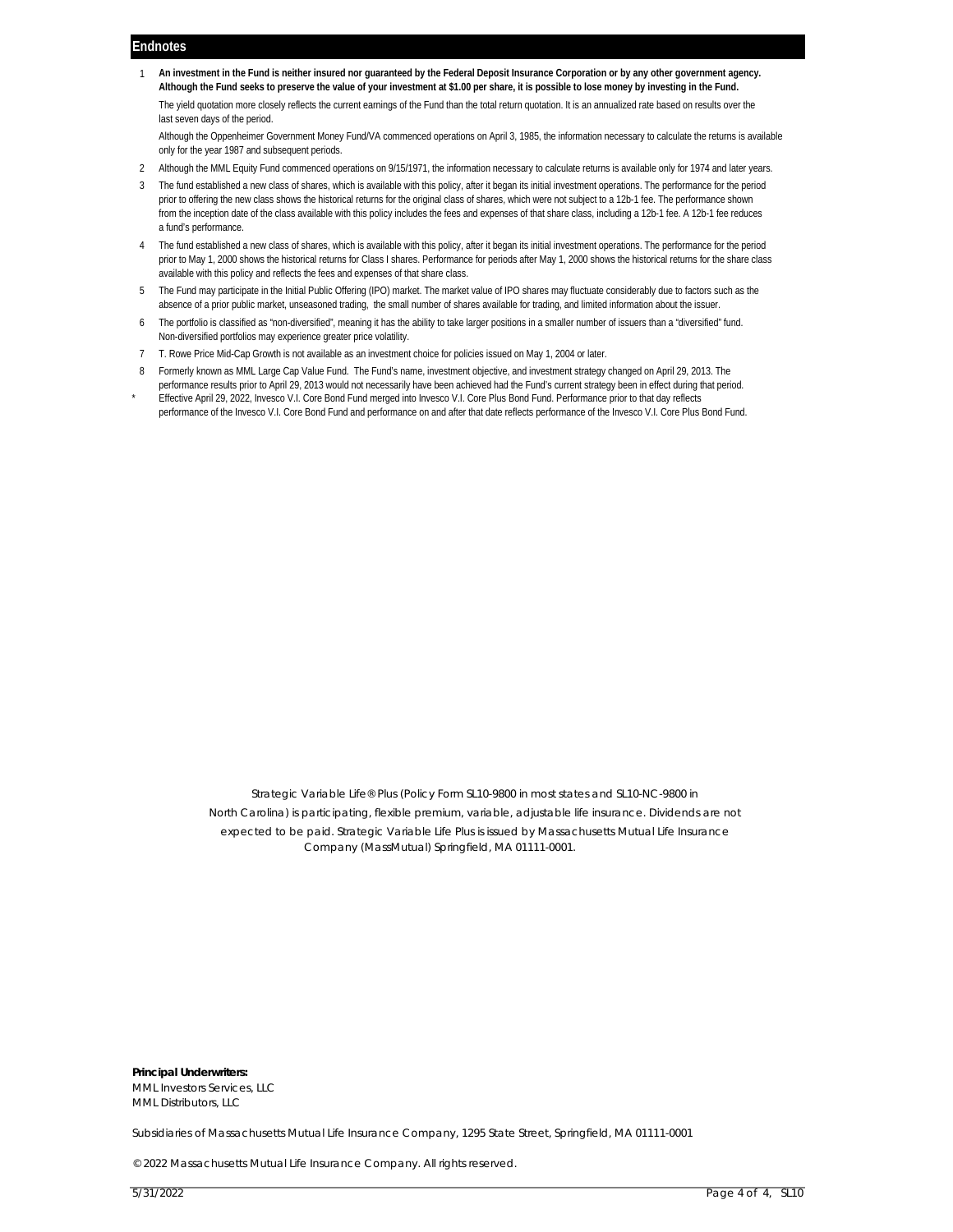## Endnotes

1 **An investment in the Fund is neither insured nor guaranteed by the Federal Deposit Insurance Corporation or by any other government agency. Although the Fund seeks to preserve the value of your investment at $1.00 per share, it is possible to lose money by investing in the Fund.**

The yield quotation more closely reflects the current earnings of the Fund than the total return quotation. It is an annualized rate based on results over the last seven days of the period.

Although the Oppenheimer Government Money Fund/VA commenced operations on April 3, 1985, the information necessary to calculate the returns is available only for the year 1987 and subsequent periods.

2 Although the MML Equity Fund commenced operations on 9/15/1971, the information necessary to calculate returns is available only for 1974 and later years.

3 The fund established a new class of shares, which is available with this policy, after it began its initial investment operations. The performance for the period prior to offering the new class shows the historical returns for the original class of shares, which were not subject to a 12b-1 fee. The performance shown from the inception date of the class available with this policy includes the fees and expenses of that share class, including a 12b-1 fee. A 12b-1 fee reduces a fund's performance.

4 The fund established a new class of shares, which is available with this policy, after it began its initial investment operations. The performance for the period prior to May 1, 2000 shows the historical returns for Class I shares. Performance for periods after May 1, 2000 shows the historical returns for the share class available with this policy and reflects the fees and expenses of that share class.

5 The Fund may participate in the Initial Public Offering (IPO) market. The market value of IPO shares may fluctuate considerably due to factors such as the absence of a prior public market, unseasoned trading, the small number of shares available for trading, and limited information about the issuer.

6 The portfolio is classified as "non-diversified", meaning it has the ability to take larger positions in a smaller number of issuers than a "diversified" fund. Non-diversified portfolios may experience greater price volatility.

7 T. Rowe Price Mid-Cap Growth is not available as an investment choice for policies issued on May 1, 2004 or later.

8 Formerly known as MML Large Cap Value Fund. The Fund's name, investment objective, and investment strategy changed on April 29, 2013. The performance results prior to April 29, 2013 would not necessarily have been achieved had the Fund's current strategy been in effect during that period.

\* Effective April 29, 2022, Invesco V.I. Core Bond Fund merged into Invesco V.I. Core Plus Bond Fund. Performance prior to that day reflects performance of the Invesco V.I. Core Bond Fund and performance on and after that date reflects performance of the Invesco V.I. Core Plus Bond Fund.

*Strategic Variable Life® Plus (Policy Form SL10-9800 in most states and SL10-NC-9800 in North Carolina) is participating, flexible premium, variable, adjustable life insurance. Dividends are not expected to be paid. Strategic Variable Life Plus is issued by Massachusetts Mutual Life Insurance Company (MassMutual) Springfield, MA 01111-0001.*

***Principal Underwriters:***
*MML Investors Services, LLC*
*MML Distributors, LLC*

*Subsidiaries of Massachusetts Mutual Life Insurance Company, 1295 State Street, Springfield, MA 01111-0001*

*© 2022 Massachusetts Mutual Life Insurance Company. All rights reserved.*

5/31/2022